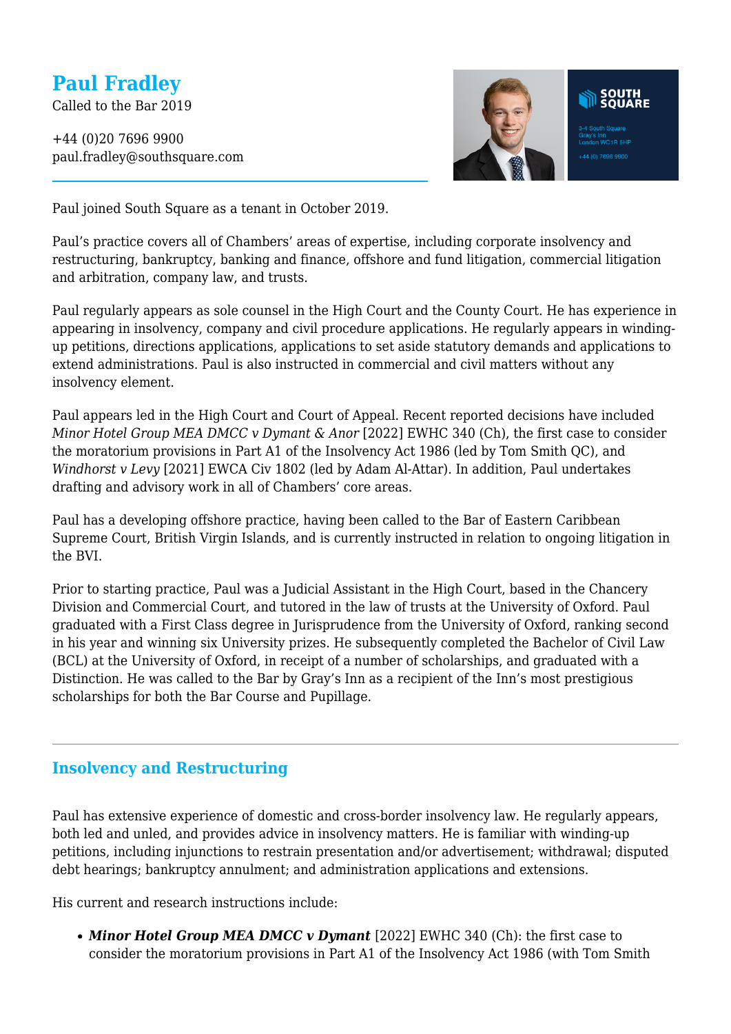# Paul Fradley

Called to the Bar 2019

+44 (0)20 7696 9900
paul.fradley@southsquare.com

Paul joined South Square as a tenant in October 2019.

Paul's practice covers all of Chambers' areas of expertise, including corporate insolvency and restructuring, bankruptcy, banking and finance, offshore and fund litigation, commercial litigation and arbitration, company law, and trusts.

Paul regularly appears as sole counsel in the High Court and the County Court. He has experience in appearing in insolvency, company and civil procedure applications. He regularly appears in winding-up petitions, directions applications, applications to set aside statutory demands and applications to extend administrations. Paul is also instructed in commercial and civil matters without any insolvency element.

Paul appears led in the High Court and Court of Appeal. Recent reported decisions have included *Minor Hotel Group MEA DMCC v Dymant & Anor* [2022] EWHC 340 (Ch), the first case to consider the moratorium provisions in Part A1 of the Insolvency Act 1986 (led by Tom Smith QC), and *Windhorst v Levy* [2021] EWCA Civ 1802 (led by Adam Al-Attar). In addition, Paul undertakes drafting and advisory work in all of Chambers' core areas.

Paul has a developing offshore practice, having been called to the Bar of Eastern Caribbean Supreme Court, British Virgin Islands, and is currently instructed in relation to ongoing litigation in the BVI.

Prior to starting practice, Paul was a Judicial Assistant in the High Court, based in the Chancery Division and Commercial Court, and tutored in the law of trusts at the University of Oxford. Paul graduated with a First Class degree in Jurisprudence from the University of Oxford, ranking second in his year and winning six University prizes. He subsequently completed the Bachelor of Civil Law (BCL) at the University of Oxford, in receipt of a number of scholarships, and graduated with a Distinction. He was called to the Bar by Gray's Inn as a recipient of the Inn's most prestigious scholarships for both the Bar Course and Pupillage.

## Insolvency and Restructuring

Paul has extensive experience of domestic and cross-border insolvency law. He regularly appears, both led and unled, and provides advice in insolvency matters. He is familiar with winding-up petitions, including injunctions to restrain presentation and/or advertisement; withdrawal; disputed debt hearings; bankruptcy annulment; and administration applications and extensions.

His current and research instructions include:

- ***Minor Hotel Group MEA DMCC v Dymant*** [2022] EWHC 340 (Ch): the first case to consider the moratorium provisions in Part A1 of the Insolvency Act 1986 (with Tom Smith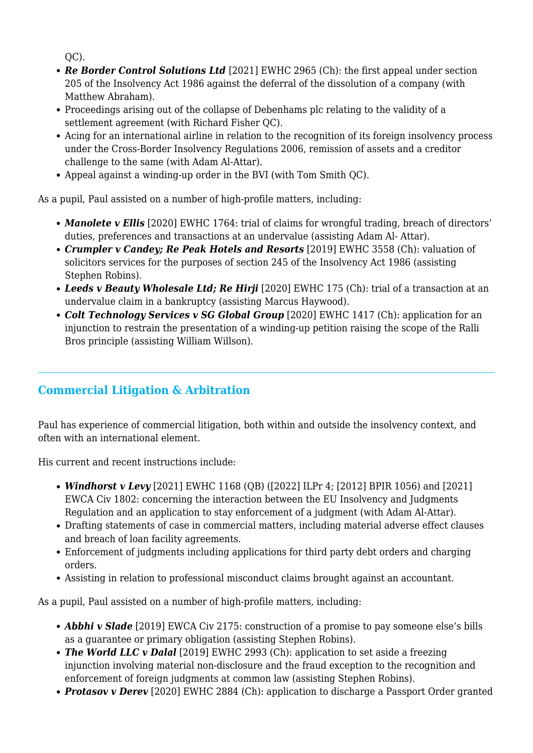QC).

- ***Re Border Control Solutions Ltd*** [2021] EWHC 2965 (Ch): the first appeal under section 205 of the Insolvency Act 1986 against the deferral of the dissolution of a company (with Matthew Abraham).
- Proceedings arising out of the collapse of Debenhams plc relating to the validity of a settlement agreement (with Richard Fisher QC).
- Acing for an international airline in relation to the recognition of its foreign insolvency process under the Cross-Border Insolvency Regulations 2006, remission of assets and a creditor challenge to the same (with Adam Al-Attar).
- Appeal against a winding-up order in the BVI (with Tom Smith QC).

As a pupil, Paul assisted on a number of high-profile matters, including:

- ***Manolete v Ellis*** [2020] EWHC 1764: trial of claims for wrongful trading, breach of directors' duties, preferences and transactions at an undervalue (assisting Adam Al- Attar).
- ***Crumpler v Candey; Re Peak Hotels and Resorts*** [2019] EWHC 3558 (Ch): valuation of solicitors services for the purposes of section 245 of the Insolvency Act 1986 (assisting Stephen Robins).
- ***Leeds v Beauty Wholesale Ltd; Re Hirji*** [2020] EWHC 175 (Ch): trial of a transaction at an undervalue claim in a bankruptcy (assisting Marcus Haywood).
- ***Colt Technology Services v SG Global Group*** [2020] EWHC 1417 (Ch): application for an injunction to restrain the presentation of a winding-up petition raising the scope of the Ralli Bros principle (assisting William Willson).

## Commercial Litigation & Arbitration

Paul has experience of commercial litigation, both within and outside the insolvency context, and often with an international element.

His current and recent instructions include:

- ***Windhorst v Levy*** [2021] EWHC 1168 (QB) ([2022] ILPr 4; [2012] BPIR 1056) and [2021] EWCA Civ 1802: concerning the interaction between the EU Insolvency and Judgments Regulation and an application to stay enforcement of a judgment (with Adam Al-Attar).
- Drafting statements of case in commercial matters, including material adverse effect clauses and breach of loan facility agreements.
- Enforcement of judgments including applications for third party debt orders and charging orders.
- Assisting in relation to professional misconduct claims brought against an accountant.

As a pupil, Paul assisted on a number of high-profile matters, including:

- ***Abbhi v Slade*** [2019] EWCA Civ 2175: construction of a promise to pay someone else's bills as a guarantee or primary obligation (assisting Stephen Robins).
- ***The World LLC v Dalal*** [2019] EWHC 2993 (Ch): application to set aside a freezing injunction involving material non-disclosure and the fraud exception to the recognition and enforcement of foreign judgments at common law (assisting Stephen Robins).
- ***Protasov v Derev*** [2020] EWHC 2884 (Ch): application to discharge a Passport Order granted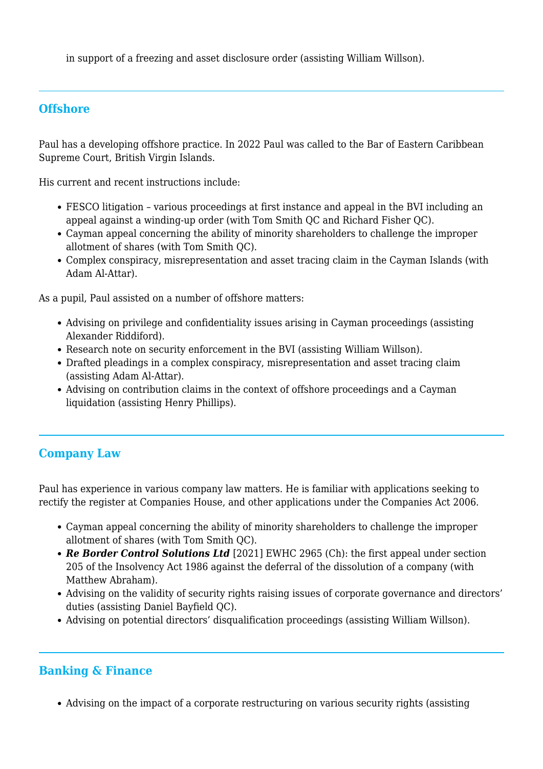in support of a freezing and asset disclosure order (assisting William Willson).

## Offshore

Paul has a developing offshore practice. In 2022 Paul was called to the Bar of Eastern Caribbean Supreme Court, British Virgin Islands.

His current and recent instructions include:

- FESCO litigation – various proceedings at first instance and appeal in the BVI including an appeal against a winding-up order (with Tom Smith QC and Richard Fisher QC).
- Cayman appeal concerning the ability of minority shareholders to challenge the improper allotment of shares (with Tom Smith QC).
- Complex conspiracy, misrepresentation and asset tracing claim in the Cayman Islands (with Adam Al-Attar).

As a pupil, Paul assisted on a number of offshore matters:

- Advising on privilege and confidentiality issues arising in Cayman proceedings (assisting Alexander Riddiford).
- Research note on security enforcement in the BVI (assisting William Willson).
- Drafted pleadings in a complex conspiracy, misrepresentation and asset tracing claim (assisting Adam Al-Attar).
- Advising on contribution claims in the context of offshore proceedings and a Cayman liquidation (assisting Henry Phillips).

## Company Law

Paul has experience in various company law matters. He is familiar with applications seeking to rectify the register at Companies House, and other applications under the Companies Act 2006.

- Cayman appeal concerning the ability of minority shareholders to challenge the improper allotment of shares (with Tom Smith QC).
- ***Re Border Control Solutions Ltd*** [2021] EWHC 2965 (Ch): the first appeal under section 205 of the Insolvency Act 1986 against the deferral of the dissolution of a company (with Matthew Abraham).
- Advising on the validity of security rights raising issues of corporate governance and directors' duties (assisting Daniel Bayfield QC).
- Advising on potential directors' disqualification proceedings (assisting William Willson).

## Banking & Finance

- Advising on the impact of a corporate restructuring on various security rights (assisting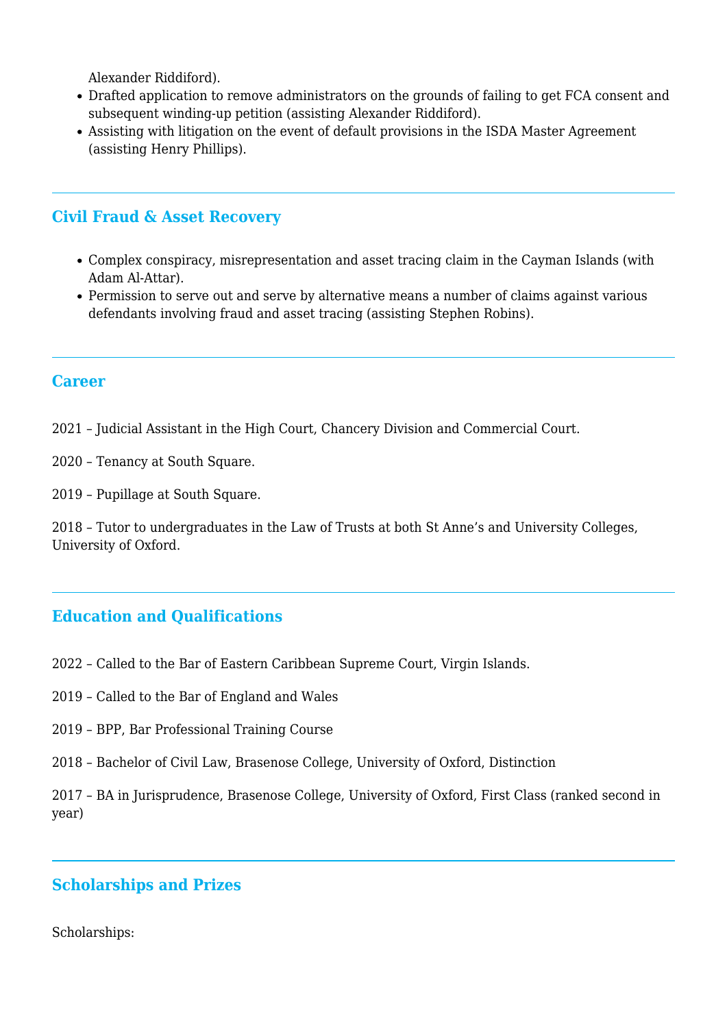Alexander Riddiford).
- Drafted application to remove administrators on the grounds of failing to get FCA consent and subsequent winding-up petition (assisting Alexander Riddiford).
- Assisting with litigation on the event of default provisions in the ISDA Master Agreement (assisting Henry Phillips).

## Civil Fraud & Asset Recovery

- Complex conspiracy, misrepresentation and asset tracing claim in the Cayman Islands (with Adam Al-Attar).
- Permission to serve out and serve by alternative means a number of claims against various defendants involving fraud and asset tracing (assisting Stephen Robins).

## Career

2021 – Judicial Assistant in the High Court, Chancery Division and Commercial Court.

2020 – Tenancy at South Square.

2019 – Pupillage at South Square.

2018 – Tutor to undergraduates in the Law of Trusts at both St Anne's and University Colleges, University of Oxford.

## Education and Qualifications

2022 – Called to the Bar of Eastern Caribbean Supreme Court, Virgin Islands.

2019 – Called to the Bar of England and Wales

2019 – BPP, Bar Professional Training Course

2018 – Bachelor of Civil Law, Brasenose College, University of Oxford, Distinction

2017 – BA in Jurisprudence, Brasenose College, University of Oxford, First Class (ranked second in year)

## Scholarships and Prizes

Scholarships: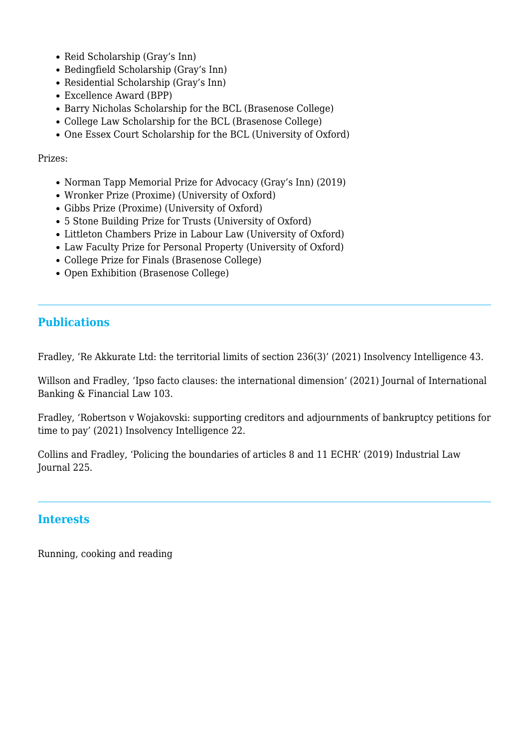- Reid Scholarship (Gray's Inn)
- Bedingfield Scholarship (Gray's Inn)
- Residential Scholarship (Gray's Inn)
- Excellence Award (BPP)
- Barry Nicholas Scholarship for the BCL (Brasenose College)
- College Law Scholarship for the BCL (Brasenose College)
- One Essex Court Scholarship for the BCL (University of Oxford)

Prizes:

- Norman Tapp Memorial Prize for Advocacy (Gray's Inn) (2019)
- Wronker Prize (Proxime) (University of Oxford)
- Gibbs Prize (Proxime) (University of Oxford)
- 5 Stone Building Prize for Trusts (University of Oxford)
- Littleton Chambers Prize in Labour Law (University of Oxford)
- Law Faculty Prize for Personal Property (University of Oxford)
- College Prize for Finals (Brasenose College)
- Open Exhibition (Brasenose College)

## Publications

Fradley, 'Re Akkurate Ltd: the territorial limits of section 236(3)' (2021) Insolvency Intelligence 43.

Willson and Fradley, 'Ipso facto clauses: the international dimension' (2021) Journal of International Banking & Financial Law 103.

Fradley, 'Robertson v Wojakovski: supporting creditors and adjournments of bankruptcy petitions for time to pay' (2021) Insolvency Intelligence 22.

Collins and Fradley, 'Policing the boundaries of articles 8 and 11 ECHR' (2019) Industrial Law Journal 225.

## Interests

Running, cooking and reading